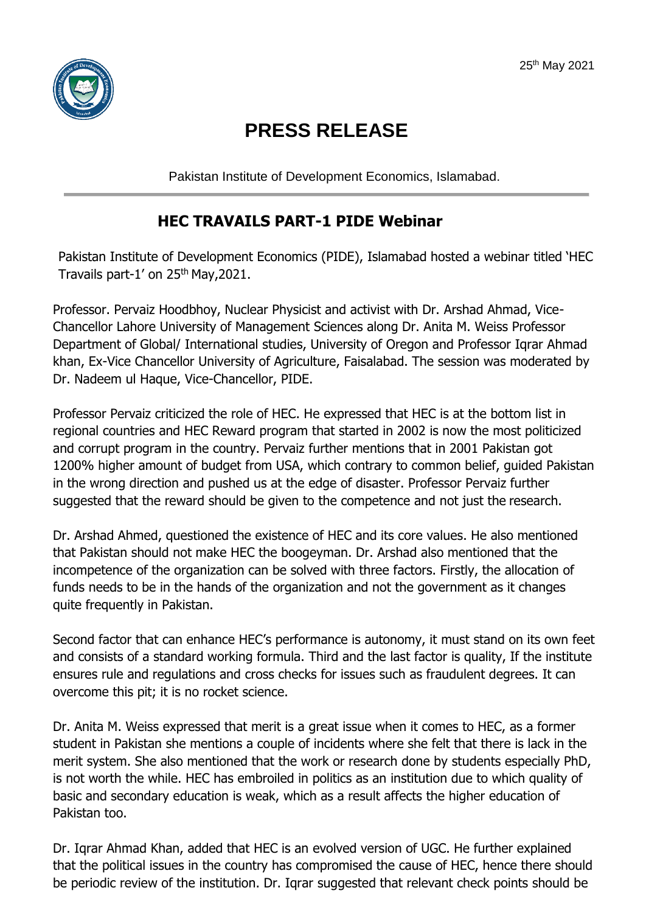25th May 2021

# PRESS RELEASE

Pakistan Institute of Development Economics, Islamabad.

## HEC TRAVAILS PART-1 PIDE Webinar

Pakistan Institute of Development Economics (PIDE), Islamabad hosted a webinar titled 'HEC Travails part-1' on 25th May,2021.

Professor. Pervaiz Hoodbhoy, Nuclear Physicist and activist with Dr. Arshad Ahmad, Vice-Chancellor Lahore University of Management Sciences along Dr. Anita M. Weiss Professor Department of Global/ International studies, University of Oregon and Professor Iqrar Ahmad khan, Ex-Vice Chancellor University of Agriculture, Faisalabad. The session was moderated by Dr. Nadeem ul Haque, Vice-Chancellor, PIDE.

Professor Pervaiz criticized the role of HEC. He expressed that HEC is at the bottom list in regional countries and HEC Reward program that started in 2002 is now the most politicized and corrupt program in the country. Pervaiz further mentions that in 2001 Pakistan got 1200% higher amount of budget from USA, which contrary to common belief, guided Pakistan in the wrong direction and pushed us at the edge of disaster. Professor Pervaiz further suggested that the reward should be given to the competence and not just the research.

Dr. Arshad Ahmed, questioned the existence of HEC and its core values. He also mentioned that Pakistan should not make HEC the boogeyman. Dr. Arshad also mentioned that the incompetence of the organization can be solved with three factors. Firstly, the allocation of funds needs to be in the hands of the organization and not the government as it changes quite frequently in Pakistan.

Second factor that can enhance HEC's performance is autonomy, it must stand on its own feet and consists of a standard working formula. Third and the last factor is quality, If the institute ensures rule and regulations and cross checks for issues such as fraudulent degrees. It can overcome this pit; it is no rocket science.

Dr. Anita M. Weiss expressed that merit is a great issue when it comes to HEC, as a former student in Pakistan she mentions a couple of incidents where she felt that there is lack in the merit system. She also mentioned that the work or research done by students especially PhD, is not worth the while. HEC has embroiled in politics as an institution due to which quality of basic and secondary education is weak, which as a result affects the higher education of Pakistan too.

Dr. Iqrar Ahmad Khan, added that HEC is an evolved version of UGC. He further explained that the political issues in the country has compromised the cause of HEC, hence there should be periodic review of the institution. Dr. Iqrar suggested that relevant check points should be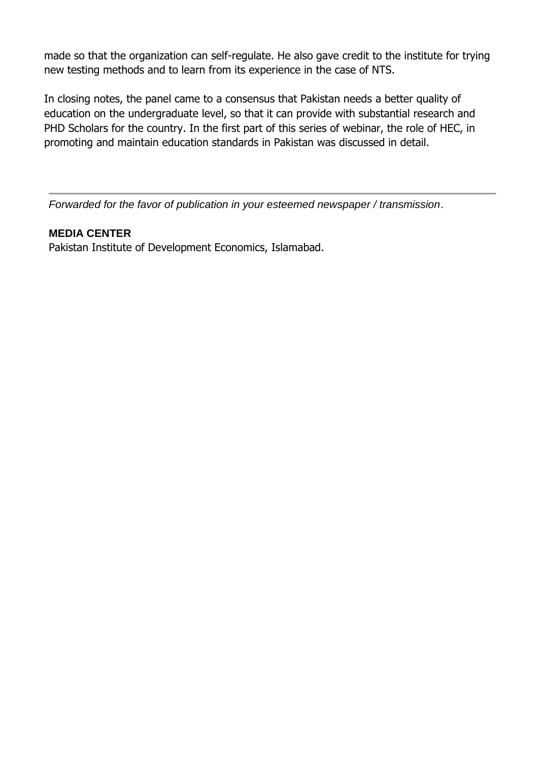made so that the organization can self-regulate. He also gave credit to the institute for trying new testing methods and to learn from its experience in the case of NTS.

In closing notes, the panel came to a consensus that Pakistan needs a better quality of education on the undergraduate level, so that it can provide with substantial research and PHD Scholars for the country. In the first part of this series of webinar, the role of HEC, in promoting and maintain education standards in Pakistan was discussed in detail.

---

*Forwarded for the favor of publication in your esteemed newspaper / transmission*.

**MEDIA CENTER**
Pakistan Institute of Development Economics, Islamabad.